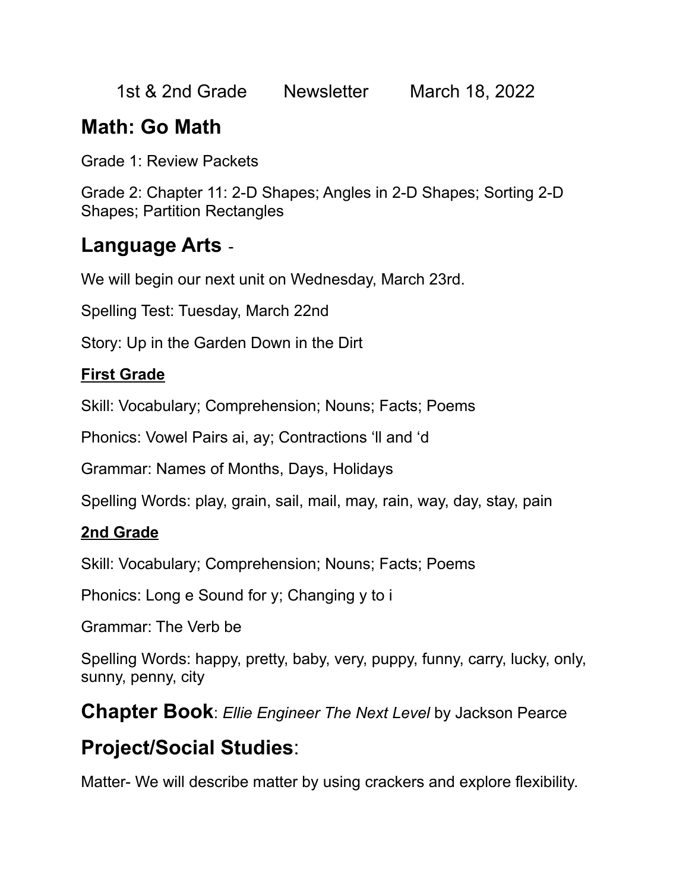1st & 2nd Grade Newsletter March 18, 2022

## Math: Go Math

Grade 1: Review Packets

Grade 2: Chapter 11: 2-D Shapes; Angles in 2-D Shapes; Sorting 2-D Shapes; Partition Rectangles

## Language Arts -

We will begin our next unit on Wednesday, March 23rd.

Spelling Test: Tuesday, March 22nd

Story: Up in the Garden Down in the Dirt

### **First Grade**

Skill: Vocabulary; Comprehension; Nouns; Facts; Poems

Phonics: Vowel Pairs ai, ay; Contractions ‘ll and ‘d

Grammar: Names of Months, Days, Holidays

Spelling Words: play, grain, sail, mail, may, rain, way, day, stay, pain

### **2nd Grade**

Skill: Vocabulary; Comprehension; Nouns; Facts; Poems

Phonics: Long e Sound for y; Changing y to i

Grammar: The Verb be

Spelling Words: happy, pretty, baby, very, puppy, funny, carry, lucky, only, sunny, penny, city

## **Chapter Book**: *Ellie Engineer The Next Level* by Jackson Pearce

## **Project/Social Studies**:

Matter- We will describe matter by using crackers and explore flexibility.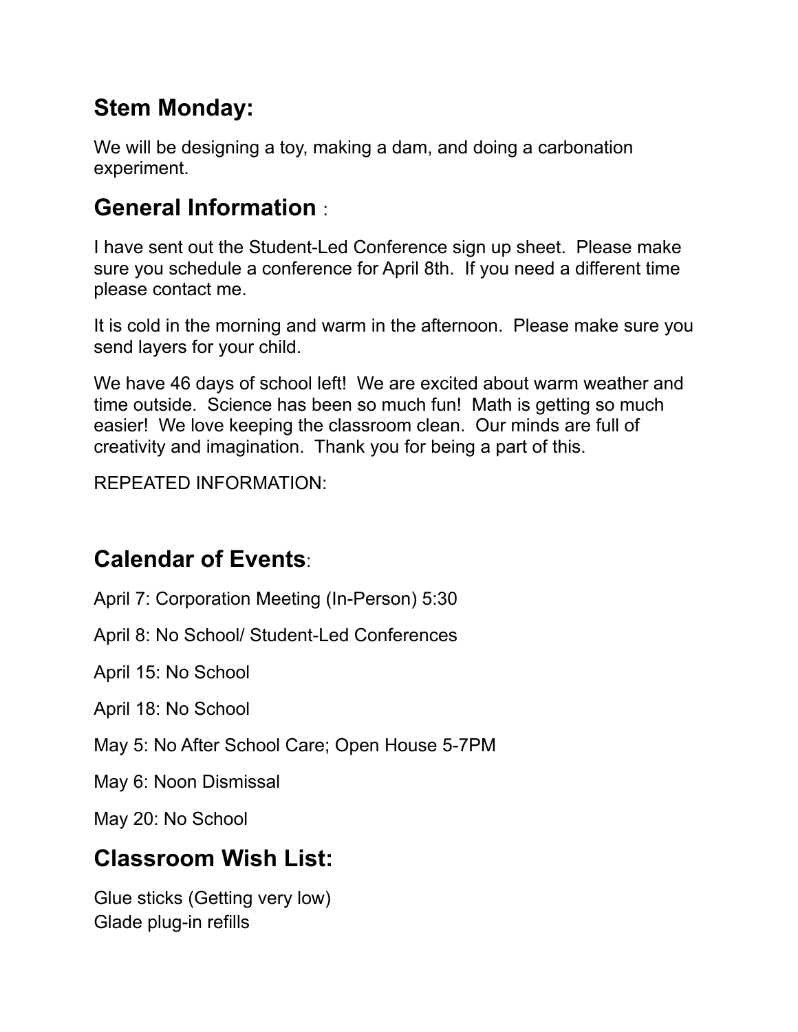## Stem Monday:

We will be designing a toy, making a dam, and doing a carbonation experiment.

## General Information :

I have sent out the Student-Led Conference sign up sheet. Please make sure you schedule a conference for April 8th. If you need a different time please contact me.

It is cold in the morning and warm in the afternoon. Please make sure you send layers for your child.

We have 46 days of school left! We are excited about warm weather and time outside. Science has been so much fun! Math is getting so much easier! We love keeping the classroom clean. Our minds are full of creativity and imagination. Thank you for being a part of this.

REPEATED INFORMATION:

## Calendar of Events:

April 7: Corporation Meeting (In-Person) 5:30

April 8: No School/ Student-Led Conferences

April 15: No School

April 18: No School

May 5: No After School Care; Open House 5-7PM

May 6: Noon Dismissal

May 20: No School

## Classroom Wish List:

Glue sticks (Getting very low)
Glade plug-in refills